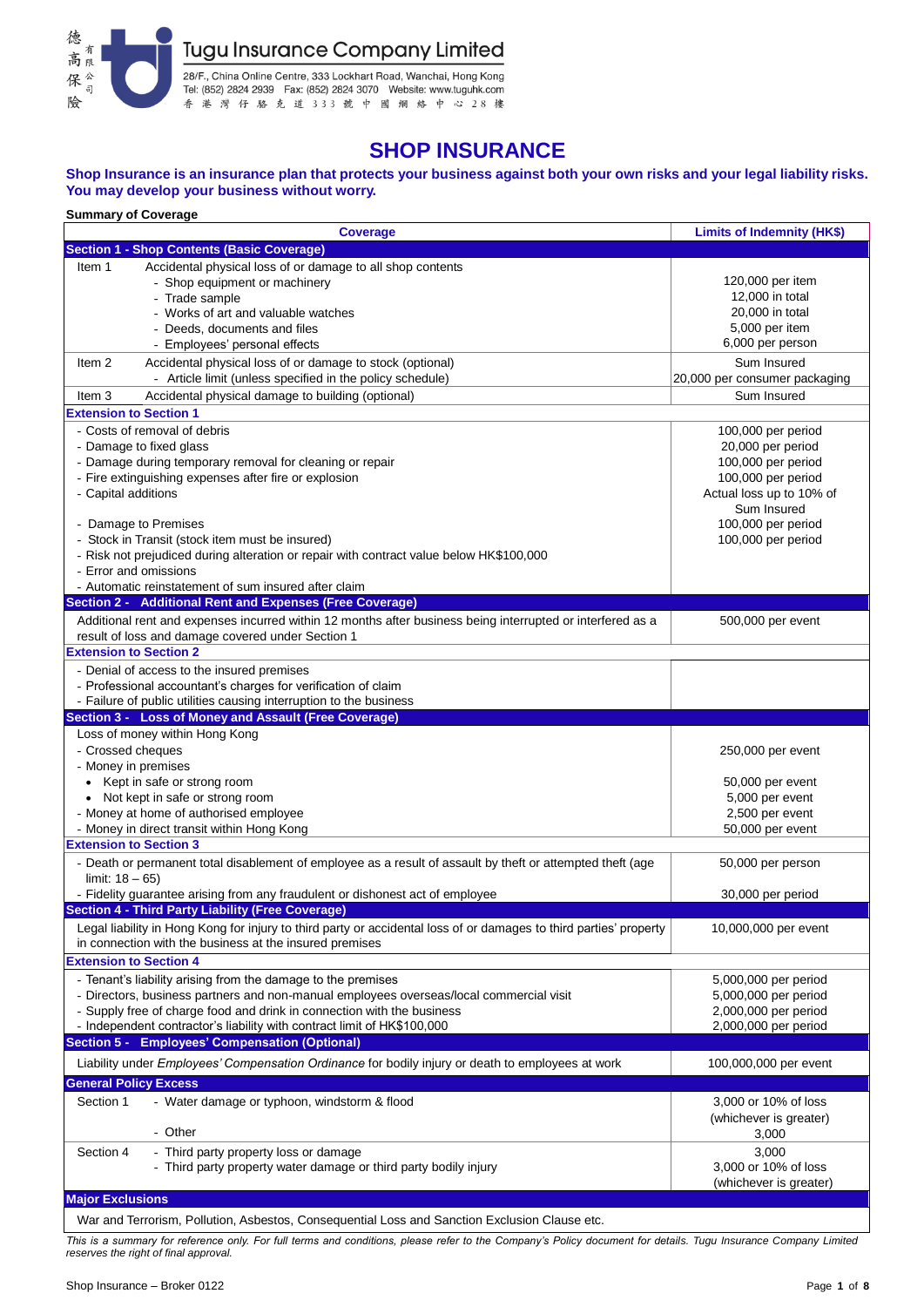德高保險有限公司

# Tugu Insurance Company Limited

28/F., China Online Centre, 333 Lockhart Road, Wanchai, Hong Kong
Tel: (852) 2824 2939 Fax: (852) 2824 3070 Website: www.tuguhk.com
香 港 灣 仔 駱 克 道 3 3 3 號 中 國 網 絡 中 心 2 8 樓

# SHOP INSURANCE

**Shop Insurance is an insurance plan that protects your business against both your own risks and your legal liability risks. You may develop your business without worry.**

**Summary of Coverage**

| Coverage | | Limits of Indemnity (HK$) |
|---|---|---|
| **Section 1 - Shop Contents (Basic Coverage)** | | |
| Item 1 | Accidental physical loss of or damage to all shop contents | |
| | - Shop equipment or machinery | 120,000 per item |
| | - Trade sample | 12,000 in total |
| | - Works of art and valuable watches | 20,000 in total |
| | - Deeds, documents and files | 5,000 per item |
| | - Employees' personal effects | 6,000 per person |
| Item 2 | Accidental physical loss of or damage to stock (optional) | Sum Insured |
| | - Article limit (unless specified in the policy schedule) | 20,000 per consumer packaging |
| Item 3 | Accidental physical damage to building (optional) | Sum Insured |
| **Extension to Section 1** | | |
| - Costs of removal of debris | | 100,000 per period |
| - Damage to fixed glass | | 20,000 per period |
| - Damage during temporary removal for cleaning or repair | | 100,000 per period |
| - Fire extinguishing expenses after fire or explosion | | 100,000 per period |
| - Capital additions | | Actual loss up to 10% of Sum Insured |
| - Damage to Premises | | 100,000 per period |
| - Stock in Transit (stock item must be insured) | | 100,000 per period |
| - Risk not prejudiced during alteration or repair with contract value below HK$100,000 | | |
| - Error and omissions | | |
| - Automatic reinstatement of sum insured after claim | | |
| **Section 2 - Additional Rent and Expenses (Free Coverage)** | | |
| Additional rent and expenses incurred within 12 months after business being interrupted or interfered as a result of loss and damage covered under Section 1 | | 500,000 per event |
| **Extension to Section 2** | | |
| - Denial of access to the insured premises | | |
| - Professional accountant's charges for verification of claim | | |
| - Failure of public utilities causing interruption to the business | | |
| **Section 3 - Loss of Money and Assault (Free Coverage)** | | |
| Loss of money within Hong Kong | | |
| - Crossed cheques | | 250,000 per event |
| - Money in premises | | |
| • Kept in safe or strong room | | 50,000 per event |
| • Not kept in safe or strong room | | 5,000 per event |
| - Money at home of authorised employee | | 2,500 per event |
| - Money in direct transit within Hong Kong | | 50,000 per event |
| **Extension to Section 3** | | |
| - Death or permanent total disablement of employee as a result of assault by theft or attempted theft (age limit: 18 – 65) | | 50,000 per person |
| - Fidelity guarantee arising from any fraudulent or dishonest act of employee | | 30,000 per period |
| **Section 4 - Third Party Liability (Free Coverage)** | | |
| Legal liability in Hong Kong for injury to third party or accidental loss of or damages to third parties' property in connection with the business at the insured premises | | 10,000,000 per event |
| **Extension to Section 4** | | |
| - Tenant's liability arising from the damage to the premises | | 5,000,000 per period |
| - Directors, business partners and non-manual employees overseas/local commercial visit | | 5,000,000 per period |
| - Supply free of charge food and drink in connection with the business | | 2,000,000 per period |
| - Independent contractor's liability with contract limit of HK$100,000 | | 2,000,000 per period |
| **Section 5 - Employees' Compensation (Optional)** | | |
| Liability under *Employees' Compensation Ordinance* for bodily injury or death to employees at work | | 100,000,000 per event |
| **General Policy Excess** | | |
| Section 1 | - Water damage or typhoon, windstorm & flood | 3,000 or 10% of loss (whichever is greater) |
| | - Other | 3,000 |
| Section 4 | - Third party property loss or damage | 3,000 |
| | - Third party property water damage or third party bodily injury | 3,000 or 10% of loss (whichever is greater) |
| **Major Exclusions** | | |
| War and Terrorism, Pollution, Asbestos, Consequential Loss and Sanction Exclusion Clause etc. | | |

*This is a summary for reference only. For full terms and conditions, please refer to the Company's Policy document for details. Tugu Insurance Company Limited reserves the right of final approval.*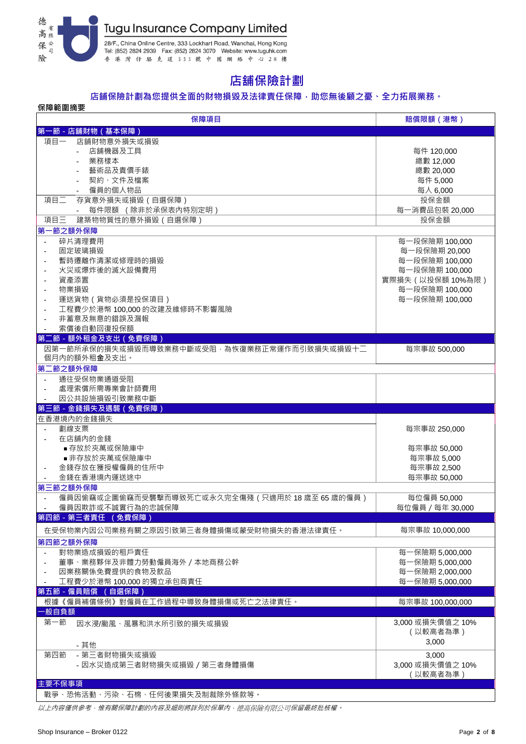# 店舖保險計劃

**店舖保險計劃為您提供全面的財物損毀及法律責任保障，助您無後顧之憂、全力拓展業務。**

**保障範圍摘要**

| 保障項目 | 賠償限額（港幣） |
|---|---|
| **第一節 - 店舖財物（基本保障）** | |
| 項目一　店舖財物意外損失或損毀 | |
| - 店舖機器及工具 | 每件 120,000 |
| - 業務樣本 | 總數 12,000 |
| - 藝術品及貴價手錶 | 總數 20,000 |
| - 契約、文件及檔案 | 每件 5,000 |
| - 僱員的個人物品 | 每人 6,000 |
| 項目二　存貨意外損失或損毀（自選保障） | 投保金額 |
| - 每件限額 （除非於承保表內特別定明） | 每一消費品包裝 20,000 |
| 項目三　建築物物質性的意外損毀（自選保障） | 投保金額 |
| **第一節之額外保障** | |
| - 碎片清理費用 | 每一段保險期 100,000 |
| - 固定玻璃損毀 | 每一段保險期 20,000 |
| - 暫時遷離作清潔或修理時的損毀 | 每一段保險期 100,000 |
| - 火災或爆炸後的滅火設備費用 | 每一段保險期 100,000 |
| - 資產添置 | 實際損失（以投保額 10%為限） |
| - 物業損毀 | 每一段保險期 100,000 |
| - 運送貨物（貨物必須是投保項目） | 每一段保險期 100,000 |
| - 工程費少於港幣 100,000 的改建及維修時不影響風險 | |
| - 非蓄意及無意的錯誤及漏報 | |
| - 索償後自動回復投保額 | |
| **第二節 - 額外租金及支出（免費保障）** | |
| 因第一節所承保的損失或損毀而導致業務中斷或受阻，為恢復業務正常運作而引致損失或損毀十二個月內的額外租金及支出。 | 每宗事故 500,000 |
| **第二節之額外保障** | |
| - 通往受保物業通道受阻 | |
| - 處理索償所需專業會計師費用 | |
| - 因公共設施損毀引致業務中斷 | |
| **第三節 - 金錢損失及遇襲（免費保障）** | |
| 在香港境內的金錢損失 | |
| - 劃線支票 | 每宗事故 250,000 |
| - 在店舖內的金錢 | |
| ■ 存放於夾萬或保險庫中 | 每宗事故 50,000 |
| ■ 非存放於夾萬或保險庫中 | 每宗事故 5,000 |
| - 金錢存放在獲授權僱員的住所中 | 每宗事故 2,500 |
| - 金錢在香港境內運送途中 | 每宗事故 50,000 |
| **第三節之額外保障** | |
| - 僱員因偷竊或企圖偷竊而受襲擊而導致死亡或永久完全傷殘（只適用於 18 歲至 65 歲的僱員） | 每位僱員 50,000 |
| - 僱員因欺詐或不誠實行為的忠誠保障 | 每位僱員 / 每年 30,000 |
| **第四節 - 第三者責任 （免費保障）** | |
| 在受保物業內因公司業務有關之原因引致第三者身體損傷或蒙受財物損失的香港法律責任。 | 每宗事故 10,000,000 |
| **第四節之額外保障** | |
| - 對物業造成損毀的租戶責任 | 每一保險期 5,000,000 |
| - 董事、業務夥伴及非體力勞動僱員海外 / 本地商務公幹 | 每一保險期 5,000,000 |
| - 因業務關係免費提供的食物及飲品 | 每一保險期 2,000,000 |
| - 工程費少於港幣 100,000 的獨立承包商責任 | 每一保險期 5,000,000 |
| **第五節 - 僱員賠償 （自選保障）** | |
| 根據《僱員補償條例》對僱員在工作過程中導致身體損傷或死亡之法律責任。 | 每宗事故 100,000,000 |
| **一般自負額** | |
| 第一節　因水浸/颱風、風暴和洪水所引致的損失或損毀 | 3,000 或損失價值之 10%（以較高者為準） |
| - 其他 | 3,000 |
| 第四節　- 第三者財物損失或損毀 | 3,000 |
| - 因水災造成第三者財物損失或損毀 / 第三者身體損傷 | 3,000 或損失價值之 10%（以較高者為準） |
| **主要不保事項** | |
| 戰爭、恐怖活動、污染、石棉、任何後果損失及制裁除外條款等。 | |

*以上內容僅供參考，惟有關保障計劃的內容及細則將詳列於保單內，德高保險有限公司保留最終批核權。*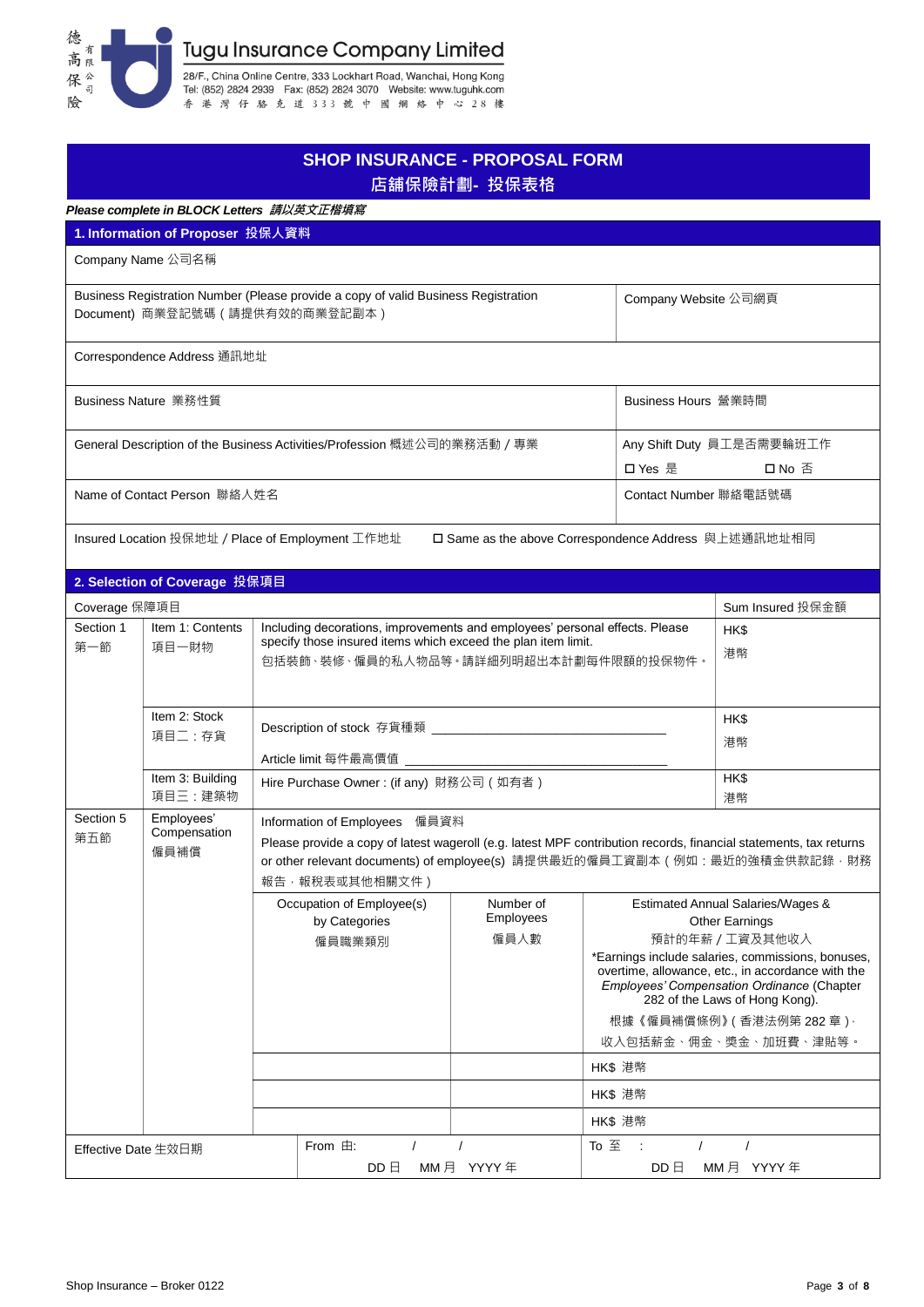Tugu Insurance Company Limited

德高保險有限公司

28/F., China Online Centre, 333 Lockhart Road, Wanchai, Hong Kong
Tel: (852) 2824 2939 Fax: (852) 2824 3070 Website: www.tuguhk.com
香港灣仔駱克道333號中國網絡中心28樓

# SHOP INSURANCE - PROPOSAL FORM
# 店鋪保險計劃- 投保表格

***Please complete in BLOCK Letters 請以英文正楷填寫***

## 1. Information of Proposer 投保人資料

| | |
|---|---|
| Company Name 公司名稱 | |
| Business Registration Number (Please provide a copy of valid Business Registration Document) 商業登記號碼（請提供有效的商業登記副本） | Company Website 公司網頁 |
| Correspondence Address 通訊地址 | |
| Business Nature 業務性質 | Business Hours 營業時間 |
| General Description of the Business Activities/Profession 概述公司的業務活動 / 專業 | Any Shift Duty 員工是否需要輪班工作<br>☐ Yes 是 ☐ No 否 |
| Name of Contact Person 聯絡人姓名 | Contact Number 聯絡電話號碼 |
| Insured Location 投保地址 / Place of Employment 工作地址 ☐ Same as the above Correspondence Address 與上述通訊地址相同 | |

## 2. Selection of Coverage 投保項目

| Coverage 保障項目 | | | | | Sum Insured 投保金額 |
|---|---|---|---|---|---|
| Section 1 第一節 | Item 1: Contents 項目一財物 | Including decorations, improvements and employees' personal effects. Please specify those insured items which exceed the plan item limit.<br>包括裝飾、裝修、僱員的私人物品等。請詳細列明超出本計劃每件限額的投保物件。 | | | HK$ 港幣 |
| | Item 2: Stock 項目二：存貨 | Description of stock 存貨種類 ____________________<br>Article limit 每件最高價值 ____________________ | | | HK$ 港幣 |
| | Item 3: Building 項目三：建築物 | Hire Purchase Owner : (if any) 財務公司（如有者） | | | HK$ 港幣 |
| Section 5 第五節 | Employees' Compensation 僱員補償 | Information of Employees 僱員資料<br>Please provide a copy of latest wageroll (e.g. latest MPF contribution records, financial statements, tax returns or other relevant documents) of employee(s) 請提供最近的僱員工資副本（例如：最近的強積金供款記錄，財務報告，報稅表或其他相關文件） | | | |
| | | Occupation of Employee(s) by Categories 僱員職業類別 | Number of Employees 僱員人數 | Estimated Annual Salaries/Wages & Other Earnings 預計的年薪 / 工資及其他收入<br>*Earnings include salaries, commissions, bonuses, overtime, allowance, etc., in accordance with the *Employees' Compensation Ordinance* (Chapter 282 of the Laws of Hong Kong).<br>根據《僱員補償條例》（香港法例第 282 章）,收入包括薪金、佣金、獎金、加班費、津貼等。 | |
| | | | | HK$ 港幣 | |
| | | | | HK$ 港幣 | |
| | | | | HK$ 港幣 | |
| Effective Date 生效日期 | | From 由: / / DD 日 MM 月 YYYY 年 | | To 至 : / / DD 日 MM 月 YYYY 年 | |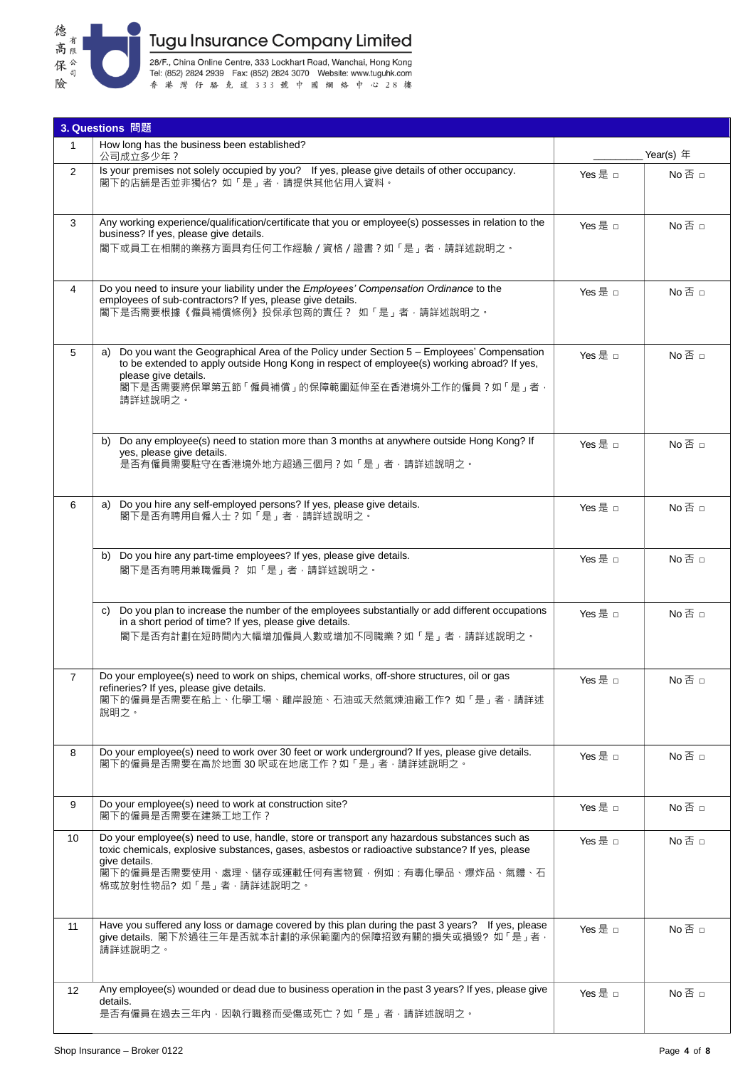# Tugu Insurance Company Limited

德高保險有限公司

28/F., China Online Centre, 333 Lockhart Road, Wanchai, Hong Kong
Tel: (852) 2824 2939 Fax: (852) 2824 3070 Website: www.tuguhk.com
香港灣仔駱克道333號中國網絡中心28樓

## 3. Questions 問題

| | | | |
|---|---|---|---|
| 1 | How long has the business been established?<br>公司成立多少年？ | ________ Year(s) 年 | |
| 2 | Is your premises not solely occupied by you? If yes, please give details of other occupancy.<br>閣下的店舖是否並非獨佔? 如「是」者，請提供其他佔用人資料。 | Yes 是 □ | No 否 □ |
| 3 | Any working experience/qualification/certificate that you or employee(s) possesses in relation to the business? If yes, please give details.<br>閣下或員工在相關的業務方面具有任何工作經驗 / 資格 / 證書？如「是」者，請詳述說明之。 | Yes 是 □ | No 否 □ |
| 4 | Do you need to insure your liability under the *Employees' Compensation Ordinance* to the employees of sub-contractors? If yes, please give details.<br>閣下是否需要根據《僱員補償條例》投保承包商的責任？ 如「是」者，請詳述說明之。 | Yes 是 □ | No 否 □ |
| 5 | a) Do you want the Geographical Area of the Policy under Section 5 – Employees' Compensation to be extended to apply outside Hong Kong in respect of employee(s) working abroad? If yes, please give details.<br>閣下是否需要將保單第五節「僱員補償」的保障範圍延伸至在香港境外工作的僱員？如「是」者，請詳述說明之。 | Yes 是 □ | No 否 □ |
| | b) Do any employee(s) need to station more than 3 months at anywhere outside Hong Kong? If yes, please give details.<br>是否有僱員需要駐守在香港境外地方超過三個月？如「是」者，請詳述說明之。 | Yes 是 □ | No 否 □ |
| 6 | a) Do you hire any self-employed persons? If yes, please give details.<br>閣下是否有聘用自僱人士？如「是」者，請詳述說明之。 | Yes 是 □ | No 否 □ |
| | b) Do you hire any part-time employees? If yes, please give details.<br>閣下是否有聘用兼職僱員？ 如「是」者，請詳述說明之。 | Yes 是 □ | No 否 □ |
| | c) Do you plan to increase the number of the employees substantially or add different occupations in a short period of time? If yes, please give details.<br>閣下是否有計劃在短時間內大幅增加僱員人數或增加不同職業？如「是」者，請詳述說明之。 | Yes 是 □ | No 否 □ |
| 7 | Do your employee(s) need to work on ships, chemical works, off-shore structures, oil or gas refineries? If yes, please give details.<br>閣下的僱員是否需要在船上、化學工場、離岸設施、石油或天然氣煉油廠工作? 如「是」者，請詳述說明之。 | Yes 是 □ | No 否 □ |
| 8 | Do your employee(s) need to work over 30 feet or work underground? If yes, please give details.<br>閣下的僱員是否需要在高於地面 30 呎或在地底工作？如「是」者，請詳述說明之。 | Yes 是 □ | No 否 □ |
| 9 | Do your employee(s) need to work at construction site?<br>閣下的僱員是否需要在建築工地工作？ | Yes 是 □ | No 否 □ |
| 10 | Do your employee(s) need to use, handle, store or transport any hazardous substances such as toxic chemicals, explosive substances, gases, asbestos or radioactive substance? If yes, please give details.<br>閣下的僱員是否需要使用、處理、儲存或運載任何有害物質，例如：有毒化學品、爆炸品、氣體、石棉或放射性物品? 如「是」者，請詳述說明之。 | Yes 是 □ | No 否 □ |
| 11 | Have you suffered any loss or damage covered by this plan during the past 3 years? If yes, please give details. 閣下於過往三年是否就本計劃的承保範圍內的保障招致有關的損失或損毀? 如「是」者，請詳述說明之。 | Yes 是 □ | No 否 □ |
| 12 | Any employee(s) wounded or dead due to business operation in the past 3 years? If yes, please give details.<br>是否有僱員在過去三年內，因執行職務而受傷或死亡？如「是」者，請詳述說明之。 | Yes 是 □ | No 否 □ |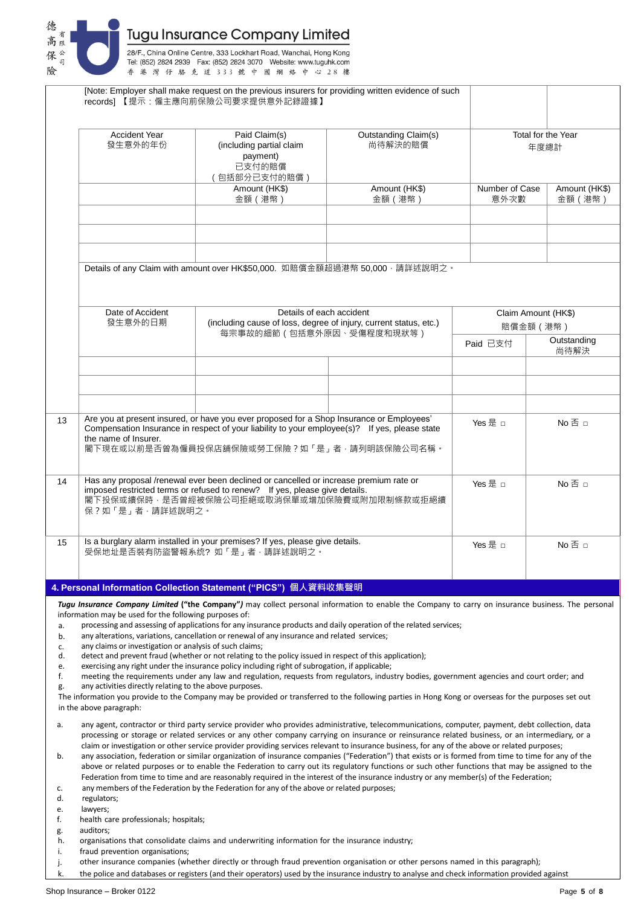[Note: Employer shall make request on the previous insurers for providing written evidence of such records] 【提示：僱主應向前保險公司要求提供意外記錄證據】

| Accident Year 發生意外的年份 | Paid Claim(s) (including partial claim payment) 已支付的賠償（包括部分已支付的賠償） | Outstanding Claim(s) 尚待解決的賠償 | Total for the Year 年度總計 | |
|---|---|---|---|---|
| | Amount (HK$) 金額（港幣） | Amount (HK$) 金額（港幣） | Number of Case 意外次數 | Amount (HK$) 金額（港幣） |
| | | | | |
| | | | | |
| | | | | |

Details of any Claim with amount over HK$50,000. 如賠償金額超過港幣 50,000，請詳述說明之。

| Date of Accident 發生意外的日期 | Details of each accident (including cause of loss, degree of injury, current status, etc.) 每宗事故的細節（包括意外原因、受傷程度和現狀等） | | Claim Amount (HK$) 賠償金額（港幣） | |
|---|---|---|---|---|
| | | | Paid 已支付 | Outstanding 尚待解決 |
| | | | | |
| | | | | |
| | | | | |

| No. | Question | Yes | No |
|---|---|---|---|
| 13 | Are you at present insured, or have you ever proposed for a Shop Insurance or Employees' Compensation Insurance in respect of your liability to your employee(s)? If yes, please state the name of Insurer. 閣下現在或以前是否曾為僱員投保店鋪保險或勞工保險？如「是」者，請列明該保險公司名稱。 | Yes 是 □ | No 否 □ |
| 14 | Has any proposal /renewal ever been declined or cancelled or increase premium rate or imposed restricted terms or refused to renew? If yes, please give details. 閣下投保或續保時，是否曾經被保險公司拒絕或取消保單或增加保險費或附加限制條款或拒絕續保？如「是」者，請詳述說明之。 | Yes 是 □ | No 否 □ |
| 15 | Is a burglary alarm installed in your premises? If yes, please give details. 受保地址是否裝有防盜警報系統? 如「是」者，請詳述說明之。 | Yes 是 □ | No 否 □ |

## 4. Personal Information Collection Statement ("PICS") 個人資料收集聲明

***Tugu Insurance Company Limited*** **("the Company")** may collect personal information to enable the Company to carry on insurance business. The personal information may be used for the following purposes of:

a. processing and assessing of applications for any insurance products and daily operation of the related services;
b. any alterations, variations, cancellation or renewal of any insurance and related services;
c. any claims or investigation or analysis of such claims;
d. detect and prevent fraud (whether or not relating to the policy issued in respect of this application);
e. exercising any right under the insurance policy including right of subrogation, if applicable;
f. meeting the requirements under any law and regulation, requests from regulators, industry bodies, government agencies and court order; and
g. any activities directly relating to the above purposes.

The information you provide to the Company may be provided or transferred to the following parties in Hong Kong or overseas for the purposes set out in the above paragraph:

a. any agent, contractor or third party service provider who provides administrative, telecommunications, computer, payment, debt collection, data processing or storage or related services or any other company carrying on insurance or reinsurance related business, or an intermediary, or a claim or investigation or other service provider providing services relevant to insurance business, for any of the above or related purposes;
b. any association, federation or similar organization of insurance companies ("Federation") that exists or is formed from time to time for any of the above or related purposes or to enable the Federation to carry out its regulatory functions or such other functions that may be assigned to the Federation from time to time and are reasonably required in the interest of the insurance industry or any member(s) of the Federation;
c. any members of the Federation by the Federation for any of the above or related purposes;
d. regulators;
e. lawyers;
f. health care professionals; hospitals;
g. auditors;
h. organisations that consolidate claims and underwriting information for the insurance industry;
i. fraud prevention organisations;
j. other insurance companies (whether directly or through fraud prevention organisation or other persons named in this paragraph);
k. the police and databases or registers (and their operators) used by the insurance industry to analyse and check information provided against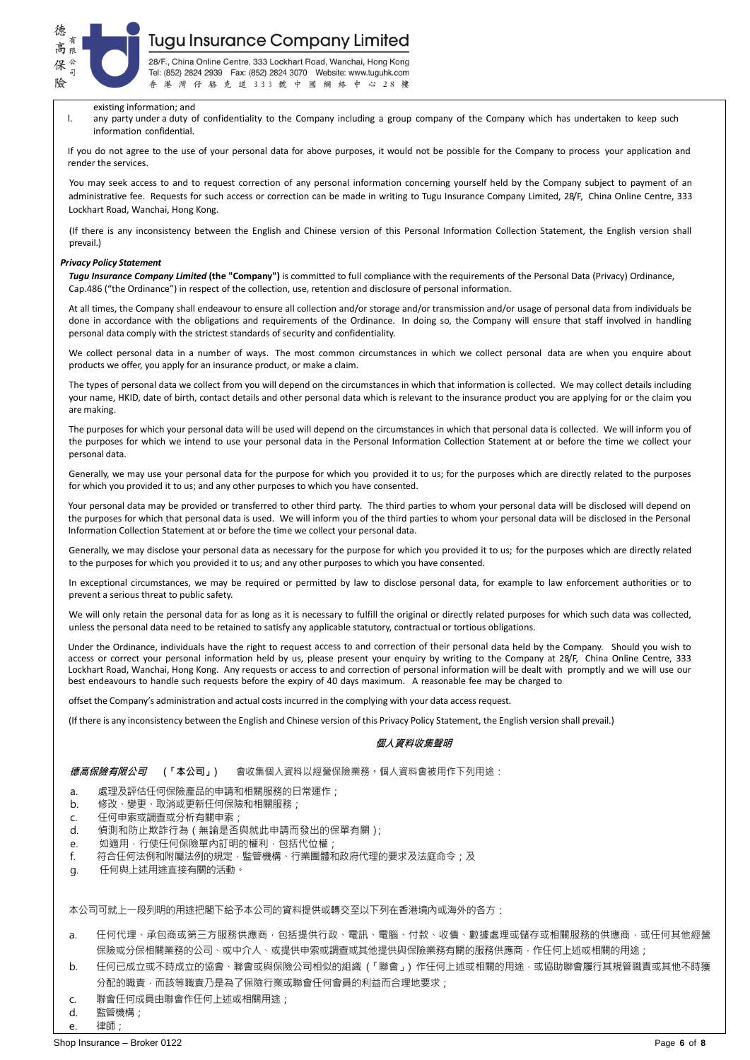existing information; and

l. any party under a duty of confidentiality to the Company including a group company of the Company which has undertaken to keep such information confidential.

If you do not agree to the use of your personal data for above purposes, it would not be possible for the Company to process your application and render the services.

You may seek access to and to request correction of any personal information concerning yourself held by the Company subject to payment of an administrative fee. Requests for such access or correction can be made in writing to Tugu Insurance Company Limited, 28/F, China Online Centre, 333 Lockhart Road, Wanchai, Hong Kong.

(If there is any inconsistency between the English and Chinese version of this Personal Information Collection Statement, the English version shall prevail.)

***Privacy Policy Statement***

***Tugu Insurance Company Limited*** **(the "Company")** is committed to full compliance with the requirements of the Personal Data (Privacy) Ordinance, Cap.486 ("the Ordinance") in respect of the collection, use, retention and disclosure of personal information.

At all times, the Company shall endeavour to ensure all collection and/or storage and/or transmission and/or usage of personal data from individuals be done in accordance with the obligations and requirements of the Ordinance. In doing so, the Company will ensure that staff involved in handling personal data comply with the strictest standards of security and confidentiality.

We collect personal data in a number of ways. The most common circumstances in which we collect personal data are when you enquire about products we offer, you apply for an insurance product, or make a claim.

The types of personal data we collect from you will depend on the circumstances in which that information is collected. We may collect details including your name, HKID, date of birth, contact details and other personal data which is relevant to the insurance product you are applying for or the claim you are making.

The purposes for which your personal data will be used will depend on the circumstances in which that personal data is collected. We will inform you of the purposes for which we intend to use your personal data in the Personal Information Collection Statement at or before the time we collect your personal data.

Generally, we may use your personal data for the purpose for which you provided it to us; for the purposes which are directly related to the purposes for which you provided it to us; and any other purposes to which you have consented.

Your personal data may be provided or transferred to other third party. The third parties to whom your personal data will be disclosed will depend on the purposes for which that personal data is used. We will inform you of the third parties to whom your personal data will be disclosed in the Personal Information Collection Statement at or before the time we collect your personal data.

Generally, we may disclose your personal data as necessary for the purpose for which you provided it to us; for the purposes which are directly related to the purposes for which you provided it to us; and any other purposes to which you have consented.

In exceptional circumstances, we may be required or permitted by law to disclose personal data, for example to law enforcement authorities or to prevent a serious threat to public safety.

We will only retain the personal data for as long as it is necessary to fulfill the original or directly related purposes for which such data was collected, unless the personal data need to be retained to satisfy any applicable statutory, contractual or tortious obligations.

Under the Ordinance, individuals have the right to request access to and correction of their personal data held by the Company. Should you wish to access or correct your personal information held by us, please present your enquiry by writing to the Company at 28/F, China Online Centre, 333 Lockhart Road, Wanchai, Hong Kong. Any requests or access to and correction of personal information will be dealt with promptly and we will use our best endeavours to handle such requests before the expiry of 40 days maximum. A reasonable fee may be charged to offset the Company's administration and actual costs incurred in the complying with your data access request.

(If there is any inconsistency between the English and Chinese version of this Privacy Policy Statement, the English version shall prevail.)

***個人資料收集聲明***

***德高保險有限公司*** **(「本公司」)** 會收集個人資料以經營保險業務。個人資料會被用作下列用途：

a. 處理及評估任何保險產品的申請和相關服務的日常運作；
b. 修改、變更、取消或更新任何保險和相關服務；
c. 任何申索或調查或分析有關申索；
d. 偵測和防止欺詐行為（無論是否與就此申請而發出的保單有關）；
e. 如適用，行使任何保險單內訂明的權利，包括代位權；
f. 符合任何法例和附屬法例的規定，監管機構、行業團體和政府代理的要求及法庭命令；及
g. 任何與上述用途直接有關的活動。

本公司可就上一段列明的用途把閣下給予本公司的資料提供或轉交至以下列在香港境內或海外的各方：

a. 任何代理、承包商或第三方服務供應商，包括提供行政、電訊、電腦、付款、收債、數據處理或儲存或相關服務的供應商，或任何其他經營保險或分保相關業務的公司、或中介人、或提供申索或調查或其他提供與保險業務有關的服務供應商，作任何上述或相關的用途；
b. 任何已成立或不時成立的協會、聯會或與保險公司相似的組織（「聯會」）作任何上述或相關的用途，或協助聯會履行其規管職責或其他不時獲分配的職責，而該等職責乃是為了保險行業或聯會任何會員的利益而合理地要求；
c. 聯會任何成員由聯會作任何上述或相關用途；
d. 監管機構；
e. 律師；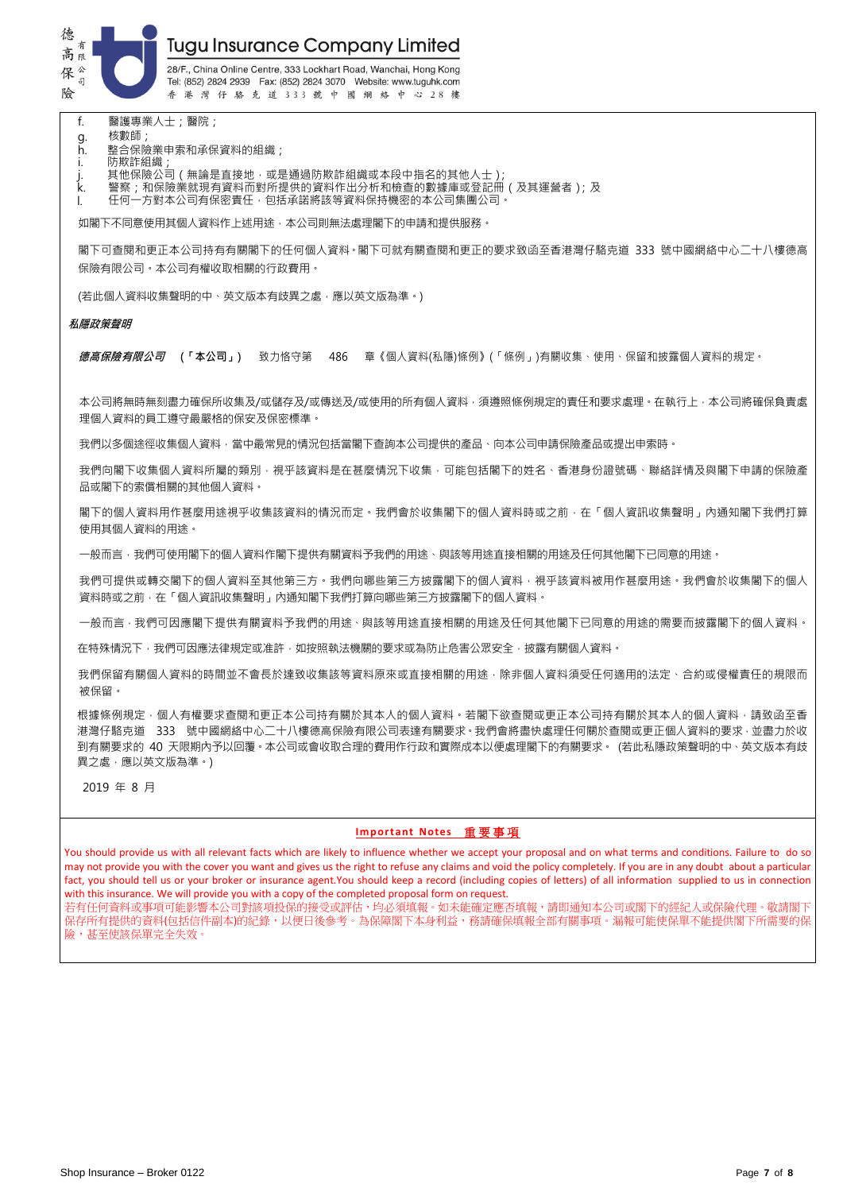f. 醫護專業人士；醫院；
g. 核數師；
h. 整合保險業申索和承保資料的組織；
i. 防欺詐組織；
j. 其他保險公司（無論是直接地，或是通過防欺詐組織或本段中指名的其他人士）;
k. 警察；和保險業就現有資料而對所提供的資料作出分析和檢查的數據庫或登記冊（及其運營者）; 及
l. 任何一方對本公司有保密責任，包括承諾將該等資料保持機密的本公司集團公司。

如閣下不同意使用其個人資料作上述用途，本公司則無法處理閣下的申請和提供服務。

閣下可查閱和更正本公司持有有關閣下的任何個人資料。閣下可就有關查閱和更正的要求致函至香港灣仔駱克道 333 號中國網絡中心二十八樓德高保險有限公司。本公司有權收取相關的行政費用。

(若此個人資料收集聲明的中、英文版本有歧異之處，應以英文版為準。)

***私隱政策聲明***

***德高保險有限公司*** **(「本公司」)** 致力恪守第 486 章《個人資料(私隱)條例》(「條例」)有關收集、使用、保留和披露個人資料的規定。

本公司將無時無刻盡力確保所收集及/或儲存及/或傳送及/或使用的所有個人資料，須遵照條例規定的責任和要求處理。在執行上，本公司將確保負責處理個人資料的員工遵守最嚴格的保安及保密標準。

我們以多個途徑收集個人資料，當中最常見的情況包括當閣下查詢本公司提供的產品、向本公司申請保險產品或提出申索時。

我們向閣下收集個人資料所屬的類別，視乎該資料是在甚麼情況下收集，可能包括閣下的姓名、香港身份證號碼、聯絡詳情及與閣下申請的保險產品或閣下的索償相關的其他個人資料。

閣下的個人資料用作甚麼用途視乎收集該資料的情況而定。我們會於收集閣下的個人資料時或之前，在「個人資訊收集聲明」內通知閣下我們打算使用其個人資料的用途。

一般而言，我們可使用閣下的個人資料作閣下提供有關資料予我們的用途、與該等用途直接相關的用途及任何其他閣下已同意的用途。

我們可提供或轉交閣下的個人資料至其他第三方。我們向哪些第三方披露閣下的個人資料，視乎該資料被用作甚麼用途。我們會於收集閣下的個人資料時或之前，在「個人資訊收集聲明」內通知閣下我們打算向哪些第三方披露閣下的個人資料。

一般而言，我們可因應閣下提供有關資料予我們的用途、與該等用途直接相關的用途及任何其他閣下已同意的用途的需要而披露閣下的個人資料。

在特殊情況下，我們可因應法律規定或准許，如按照執法機關的要求或為防止危害公眾安全，披露有關個人資料。

我們保留有關個人資料的時間並不會長於達致收集該等資料原來或直接相關的用途，除非個人資料須受任何適用的法定、合約或侵權責任的規限而被保留。

根據條例規定，個人有權要求查閱和更正本公司持有關於其本人的個人資料。若閣下欲查閱或更正本公司持有關於其本人的個人資料，請致函至香港灣仔駱克道 333 號中國網絡中心二十八樓德高保險有限公司表達有關要求。我們會將盡快處理任何關於查閱或更正個人資料的要求，並盡力於收到有關要求的 40 天限期內予以回覆。本公司或會收取合理的費用作行政和實際成本以便處理閣下的有關要求。 (若此私隱政策聲明的中、英文版本有歧異之處，應以英文版為準。)

2019 年 8 月

**Important Notes 重要事項**

You should provide us with all relevant facts which are likely to influence whether we accept your proposal and on what terms and conditions. Failure to do so may not provide you with the cover you want and gives us the right to refuse any claims and void the policy completely. If you are in any doubt about a particular fact, you should tell us or your broker or insurance agent.You should keep a record (including copies of letters) of all information supplied to us in connection with this insurance. We will provide you with a copy of the completed proposal form on request.

若有任何資料或事項可能影響本公司對該項投保的接受或評估，均必須填報。如未能確定應否填報，請即通知本公司或閣下的經紀人或保險代理。敬請閣下保存所有提供的資料(包括信件副本)的紀錄，以便日後參考。為保障閣下本身利益，務請確保填報全部有關事項。漏報可能使保單不能提供閣下所需要的保險，甚至使該保單完全失效。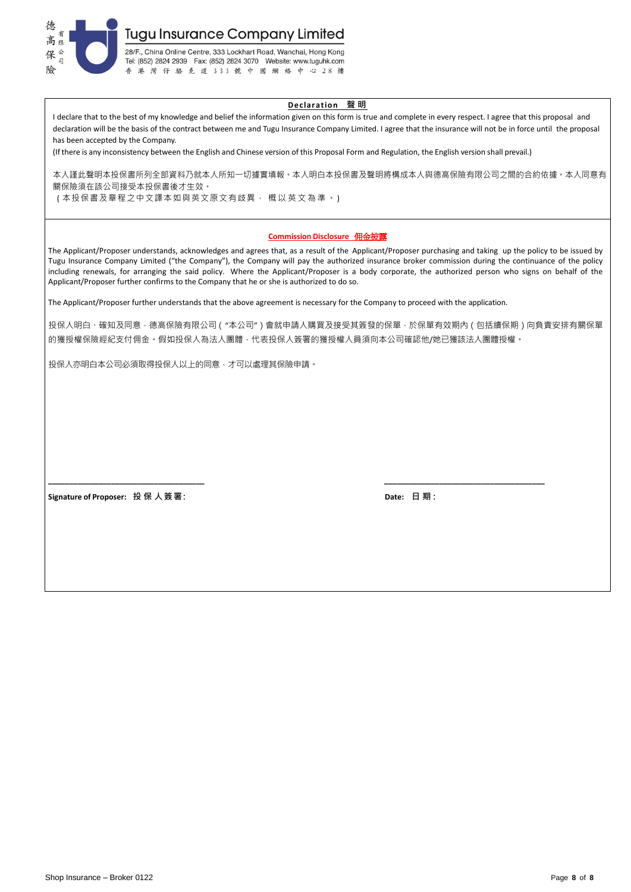德高保險有限公司

**Tugu Insurance Company Limited**

28/F., China Online Centre, 333 Lockhart Road, Wanchai, Hong Kong
Tel: (852) 2824 2939 Fax: (852) 2824 3070 Website: www.tuguhk.com
香 港 灣 仔 駱 克 道 3 3 3 號 中 國 網 絡 中 心 2 8 樓

## Declaration 聲明

I declare that to the best of my knowledge and belief the information given on this form is true and complete in every respect. I agree that this proposal and declaration will be the basis of the contract between me and Tugu Insurance Company Limited. I agree that the insurance will not be in force until the proposal has been accepted by the Company.
(If there is any inconsistency between the English and Chinese version of this Proposal Form and Regulation, the English version shall prevail.)

本人謹此聲明本投保書所列全部資料乃就本人所知一切據實填報。本人明白本投保書及聲明將構成本人與德高保險有限公司之間的合約依據。本人同意有關保險須在該公司接受本投保書後才生效。
（本投保書及章程之中文譯本如與英文原文有歧異， 概以英文為準。）

## Commission Disclosure 佣金披露

The Applicant/Proposer understands, acknowledges and agrees that, as a result of the Applicant/Proposer purchasing and taking up the policy to be issued by Tugu Insurance Company Limited ("the Company"), the Company will pay the authorized insurance broker commission during the continuance of the policy including renewals, for arranging the said policy. Where the Applicant/Proposer is a body corporate, the authorized person who signs on behalf of the Applicant/Proposer further confirms to the Company that he or she is authorized to do so.

The Applicant/Proposer further understands that the above agreement is necessary for the Company to proceed with the application.

投保人明白、確知及同意，德高保險有限公司（"本公司"）會就申請人購買及接受其簽發的保單，於保單有效期內（包括續保期）向負責安排有關保單的獲授權保險經紀支付佣金。假如投保人為法人團體，代表投保人簽署的獲授權人員須向本公司確認他/她已獲該法人團體授權。

投保人亦明白本公司必須取得投保人以上的同意，才可以處理其保險申請。

\_\_\_\_\_\_\_\_\_\_\_\_\_\_\_\_\_\_\_\_\_\_\_\_\_\_\_\_\_\_\_\_\_\_\_\_

**Signature of Proposer: 投保人簽署：**

\_\_\_\_\_\_\_\_\_\_\_\_\_\_\_\_\_\_\_\_\_\_\_\_\_\_\_\_\_\_\_\_\_\_\_\_

**Date: 日期：**